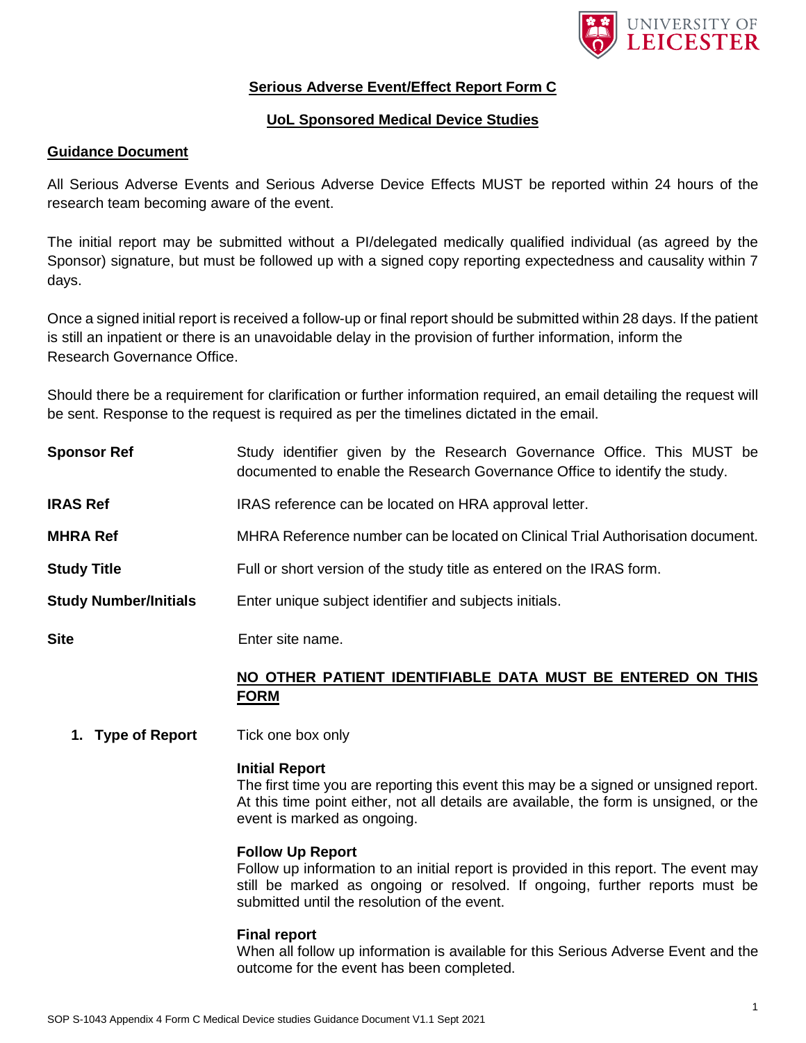## Serious Adverse Event/Effect Report Form C

## UoL Sponsored Medical Device Studies

### Guidance Document

All Serious Adverse Events and Serious Adverse Device Effects MUST be reported within 24 hours of the research team becoming aware of the event.

The initial report may be submitted without a PI/delegated medically qualified individual (as agreed by the Sponsor) signature, but must be followed up with a signed copy reporting expectedness and causality within 7 days.

Once a signed initial report is received a follow-up or final report should be submitted within 28 days. If the patient is still an inpatient or there is an unavoidable delay in the provision of further information, inform the Research Governance Office.

Should there be a requirement for clarification or further information required, an email detailing the request will be sent. Response to the request is required as per the timelines dictated in the email.

**Sponsor Ref** — Study identifier given by the Research Governance Office. This MUST be documented to enable the Research Governance Office to identify the study.

**IRAS Ref** — IRAS reference can be located on HRA approval letter.

**MHRA Ref** — MHRA Reference number can be located on Clinical Trial Authorisation document.

**Study Title** — Full or short version of the study title as entered on the IRAS form.

**Study Number/Initials** — Enter unique subject identifier and subjects initials.

**Site** — Enter site name.

**NO OTHER PATIENT IDENTIFIABLE DATA MUST BE ENTERED ON THIS FORM**

1. **Type of Report** — Tick one box only

   **Initial Report**
   The first time you are reporting this event this may be a signed or unsigned report. At this time point either, not all details are available, the form is unsigned, or the event is marked as ongoing.

   **Follow Up Report**
   Follow up information to an initial report is provided in this report. The event may still be marked as ongoing or resolved. If ongoing, further reports must be submitted until the resolution of the event.

   **Final report**
   When all follow up information is available for this Serious Adverse Event and the outcome for the event has been completed.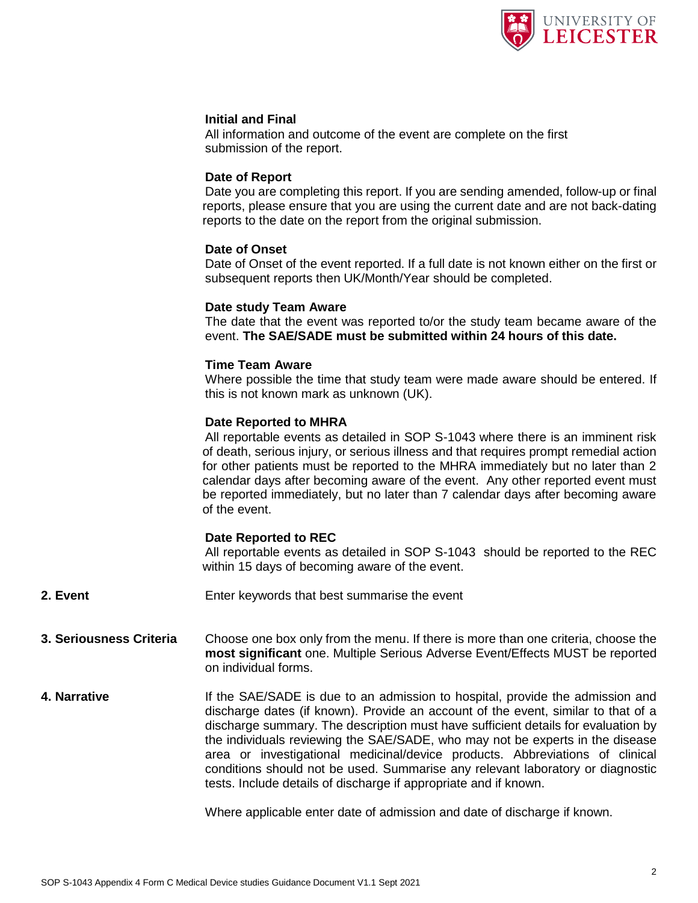**Initial and Final**
All information and outcome of the event are complete on the first submission of the report.

**Date of Report**
Date you are completing this report. If you are sending amended, follow-up or final reports, please ensure that you are using the current date and are not back-dating reports to the date on the report from the original submission.

**Date of Onset**
Date of Onset of the event reported. If a full date is not known either on the first or subsequent reports then UK/Month/Year should be completed.

**Date study Team Aware**
The date that the event was reported to/or the study team became aware of the event. **The SAE/SADE must be submitted within 24 hours of this date.**

**Time Team Aware**
Where possible the time that study team were made aware should be entered. If this is not known mark as unknown (UK).

**Date Reported to MHRA**
All reportable events as detailed in SOP S-1043 where there is an imminent risk of death, serious injury, or serious illness and that requires prompt remedial action for other patients must be reported to the MHRA immediately but no later than 2 calendar days after becoming aware of the event. Any other reported event must be reported immediately, but no later than 7 calendar days after becoming aware of the event.

**Date Reported to REC**
All reportable events as detailed in SOP S-1043 should be reported to the REC within 15 days of becoming aware of the event.

**2. Event**

Enter keywords that best summarise the event

**3. Seriousness Criteria**

Choose one box only from the menu. If there is more than one criteria, choose the **most significant** one. Multiple Serious Adverse Event/Effects MUST be reported on individual forms.

**4. Narrative**

If the SAE/SADE is due to an admission to hospital, provide the admission and discharge dates (if known). Provide an account of the event, similar to that of a discharge summary. The description must have sufficient details for evaluation by the individuals reviewing the SAE/SADE, who may not be experts in the disease area or investigational medicinal/device products. Abbreviations of clinical conditions should not be used. Summarise any relevant laboratory or diagnostic tests. Include details of discharge if appropriate and if known.

Where applicable enter date of admission and date of discharge if known.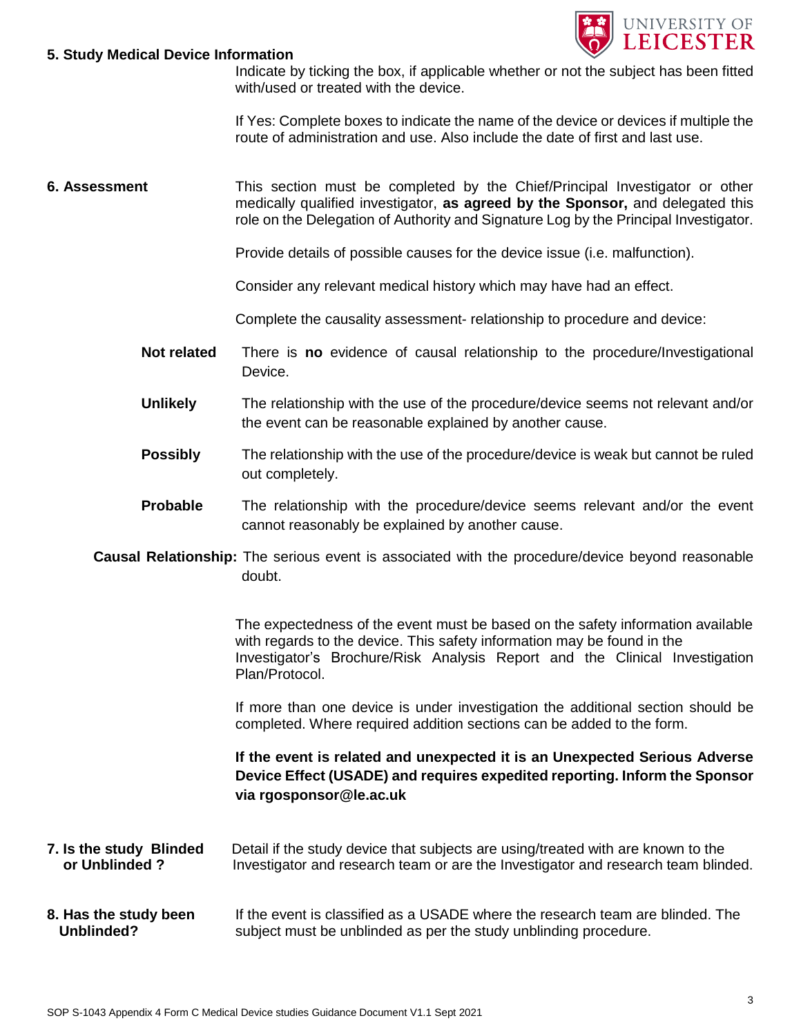**5. Study Medical Device Information**

Indicate by ticking the box, if applicable whether or not the subject has been fitted with/used or treated with the device.

If Yes: Complete boxes to indicate the name of the device or devices if multiple the route of administration and use. Also include the date of first and last use.

**6. Assessment**

This section must be completed by the Chief/Principal Investigator or other medically qualified investigator, **as agreed by the Sponsor,** and delegated this role on the Delegation of Authority and Signature Log by the Principal Investigator.

Provide details of possible causes for the device issue (i.e. malfunction).

Consider any relevant medical history which may have had an effect.

Complete the causality assessment- relationship to procedure and device:

**Not related** There is **no** evidence of causal relationship to the procedure/Investigational Device.

**Unlikely** The relationship with the use of the procedure/device seems not relevant and/or the event can be reasonable explained by another cause.

**Possibly** The relationship with the use of the procedure/device is weak but cannot be ruled out completely.

**Probable** The relationship with the procedure/device seems relevant and/or the event cannot reasonably be explained by another cause.

**Causal Relationship:** The serious event is associated with the procedure/device beyond reasonable doubt.

The expectedness of the event must be based on the safety information available with regards to the device. This safety information may be found in the Investigator's Brochure/Risk Analysis Report and the Clinical Investigation Plan/Protocol.

If more than one device is under investigation the additional section should be completed. Where required addition sections can be added to the form.

**If the event is related and unexpected it is an Unexpected Serious Adverse Device Effect (USADE) and requires expedited reporting. Inform the Sponsor via rgosponsor@le.ac.uk**

**7. Is the study Blinded or Unblinded ?**

Detail if the study device that subjects are using/treated with are known to the Investigator and research team or are the Investigator and research team blinded.

**8. Has the study been Unblinded?**

If the event is classified as a USADE where the research team are blinded. The subject must be unblinded as per the study unblinding procedure.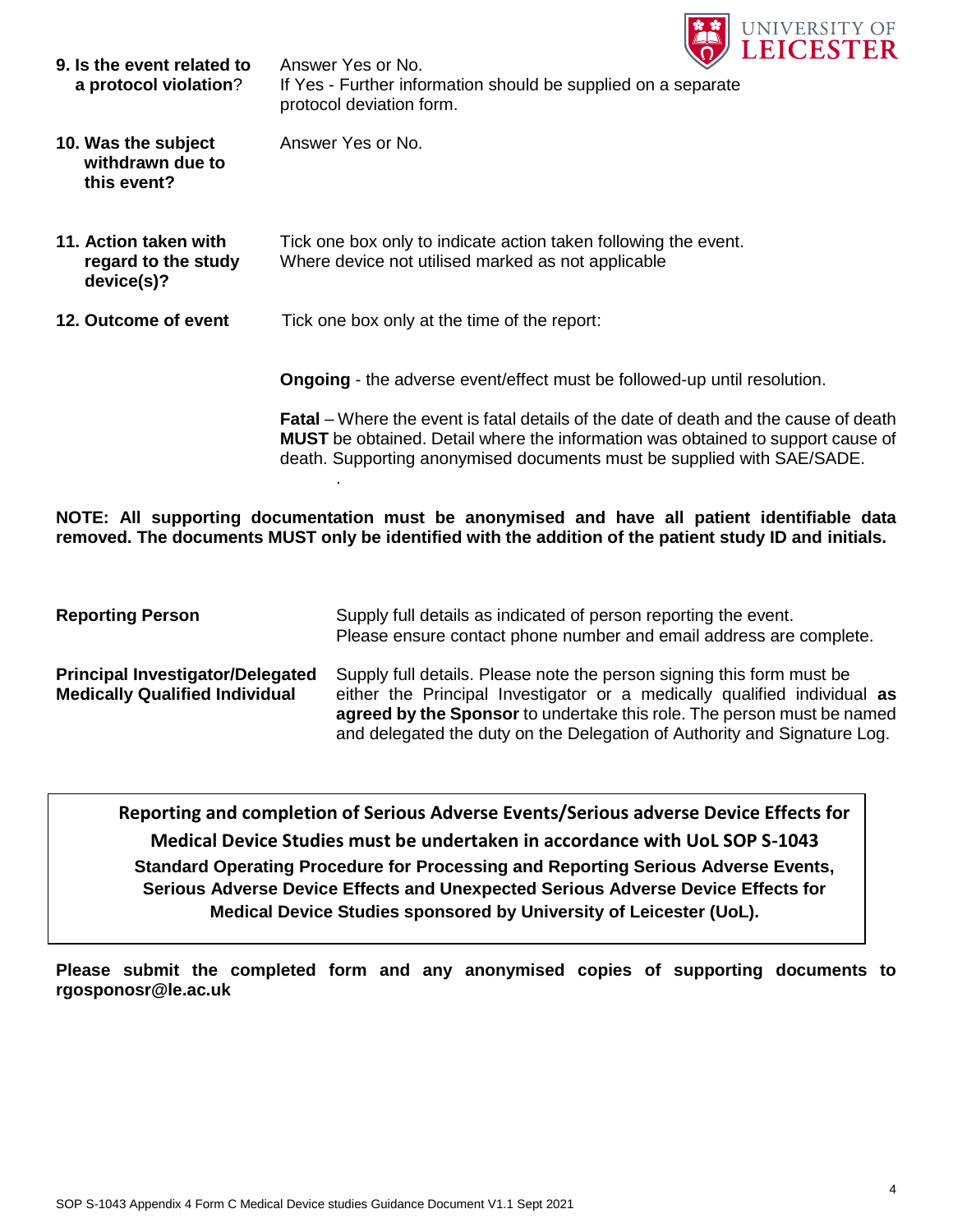**9. Is the event related to a protocol violation**?

Answer Yes or No.
If Yes - Further information should be supplied on a separate protocol deviation form.

**10. Was the subject withdrawn due to this event?**

Answer Yes or No.

**11. Action taken with regard to the study device(s)?**

Tick one box only to indicate action taken following the event.
Where device not utilised marked as not applicable

**12. Outcome of event**

Tick one box only at the time of the report:

**Ongoing** - the adverse event/effect must be followed-up until resolution.

**Fatal** – Where the event is fatal details of the date of death and the cause of death **MUST** be obtained. Detail where the information was obtained to support cause of death. Supporting anonymised documents must be supplied with SAE/SADE.

.

**NOTE: All supporting documentation must be anonymised and have all patient identifiable data removed. The documents MUST only be identified with the addition of the patient study ID and initials.**

**Reporting Person**

Supply full details as indicated of person reporting the event.
Please ensure contact phone number and email address are complete.

**Principal Investigator/Delegated Medically Qualified Individual**

Supply full details. Please note the person signing this form must be either the Principal Investigator or a medically qualified individual **as agreed by the Sponsor** to undertake this role. The person must be named and delegated the duty on the Delegation of Authority and Signature Log.

**Reporting and completion of Serious Adverse Events/Serious adverse Device Effects for Medical Device Studies must be undertaken in accordance with UoL SOP S-1043 Standard Operating Procedure for Processing and Reporting Serious Adverse Events, Serious Adverse Device Effects and Unexpected Serious Adverse Device Effects for Medical Device Studies sponsored by University of Leicester (UoL).**

**Please submit the completed form and any anonymised copies of supporting documents to rgosponosr@le.ac.uk**